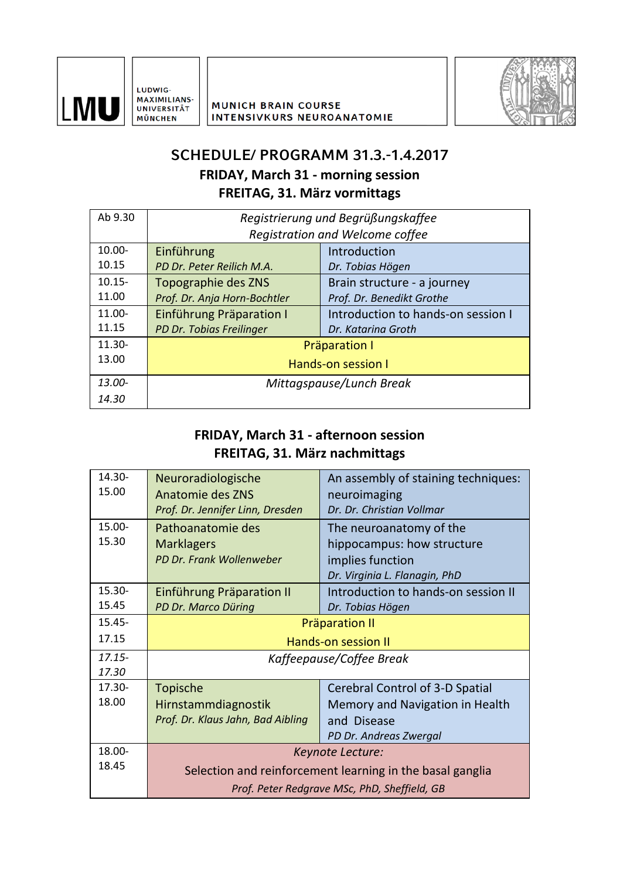LMU LUDWIG-MAXIMILIANS-UNIVERSITÄT MÜNCHEN

MUNICH BRAIN COURSE
INTENSIVKURS NEUROANATOMIE

# SCHEDULE/ PROGRAMM 31.3.-1.4.2017

## FRIDAY, March 31 - morning session
## FREITAG, 31. März vormittags

| | | |
|---|---|---|
| Ab 9.30 | *Registrierung und Begrüßungskaffee*<br>*Registration and Welcome coffee* | |
| 10.00-10.15 | Einführung<br>*PD Dr. Peter Reilich M.A.* | Introduction<br>*Dr. Tobias Högen* |
| 10.15-11.00 | Topographie des ZNS<br>*Prof. Dr. Anja Horn-Bochtler* | Brain structure - a journey<br>*Prof. Dr. Benedikt Grothe* |
| 11.00-11.15 | Einführung Präparation I<br>*PD Dr. Tobias Freilinger* | Introduction to hands-on session I<br>*Dr. Katarina Groth* |
| 11.30-13.00 | Präparation I<br>Hands-on session I | |
| *13.00-14.30* | *Mittagspause/Lunch Break* | |

## FRIDAY, March 31 - afternoon session
## FREITAG, 31. März nachmittags

| | | |
|---|---|---|
| 14.30-15.00 | Neuroradiologische Anatomie des ZNS<br>*Prof. Dr. Jennifer Linn, Dresden* | An assembly of staining techniques: neuroimaging<br>*Dr. Dr. Christian Vollmar* |
| 15.00-15.30 | Pathoanatomie des Marklagers<br>*PD Dr. Frank Wollenweber* | The neuroanatomy of the hippocampus: how structure implies function<br>*Dr. Virginia L. Flanagin, PhD* |
| 15.30-15.45 | Einführung Präparation II<br>*PD Dr. Marco Düring* | Introduction to hands-on session II<br>*Dr. Tobias Högen* |
| 15.45-17.15 | Präparation II<br>Hands-on session II | |
| *17.15-17.30* | *Kaffeepause/Coffee Break* | |
| 17.30-18.00 | Topische Hirnstammdiagnostik<br>*Prof. Dr. Klaus Jahn, Bad Aibling* | Cerebral Control of 3-D Spatial Memory and Navigation in Health and Disease<br>*PD Dr. Andreas Zwergal* |
| 18.00-18.45 | *Keynote Lecture:*<br>Selection and reinforcement learning in the basal ganglia<br>*Prof. Peter Redgrave MSc, PhD, Sheffield, GB* | |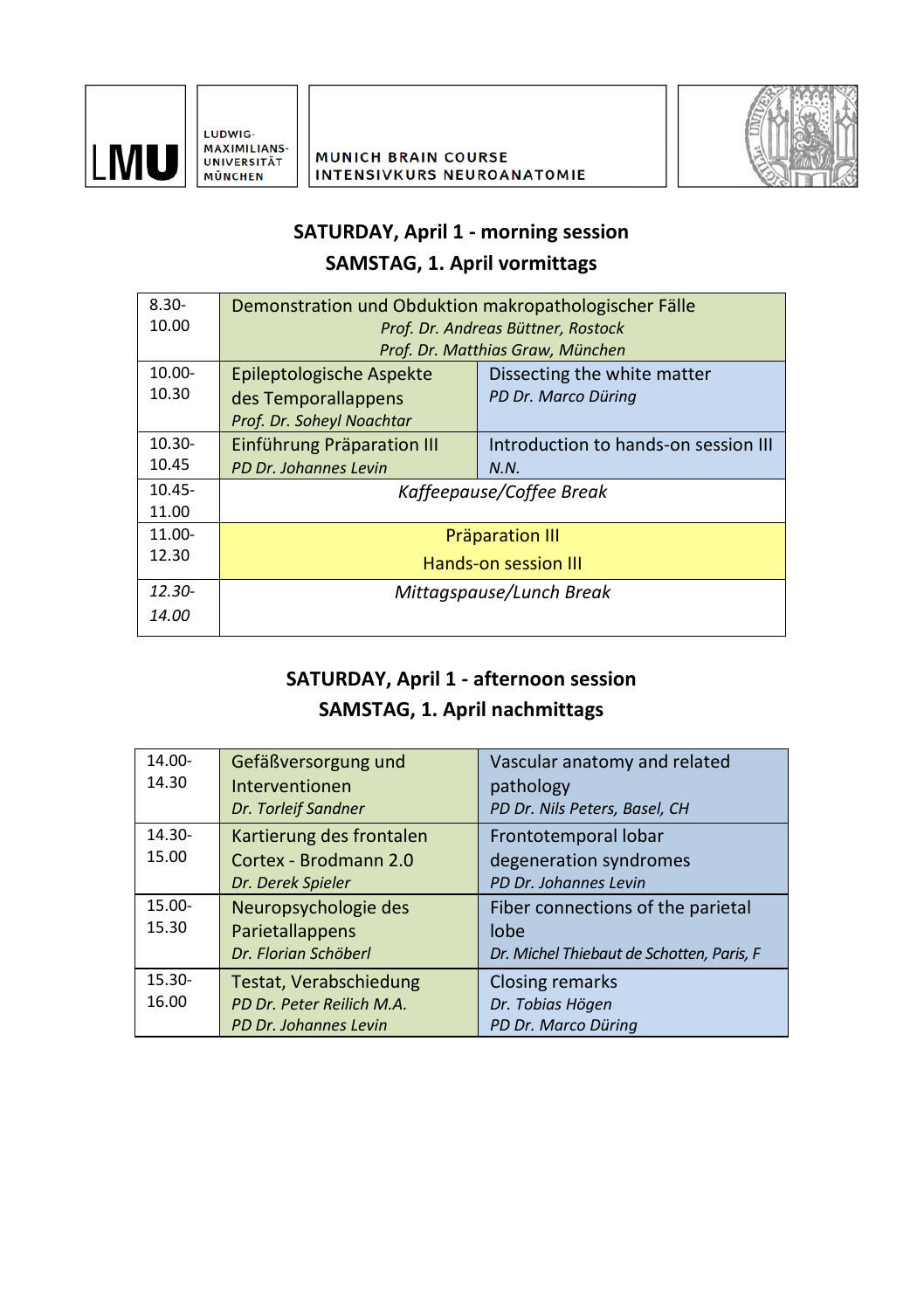LMU | LUDWIG-MAXIMILIANS-UNIVERSITÄT MÜNCHEN

MUNICH BRAIN COURSE
INTENSIVKURS NEUROANATOMIE

## SATURDAY, April 1 - morning session
## SAMSTAG, 1. April vormittags

| | | |
|---|---|---|
| 8.30-10.00 | Demonstration und Obduktion makropathologischer Fälle<br>*Prof. Dr. Andreas Büttner, Rostock*<br>*Prof. Dr. Matthias Graw, München* | |
| 10.00-10.30 | Epileptologische Aspekte des Temporallappens<br>*Prof. Dr. Soheyl Noachtar* | Dissecting the white matter<br>*PD Dr. Marco Düring* |
| 10.30-10.45 | Einführung Präparation III<br>*PD Dr. Johannes Levin* | Introduction to hands-on session III<br>*N.N.* |
| 10.45-11.00 | *Kaffeepause/Coffee Break* | |
| 11.00-12.30 | Präparation III<br>Hands-on session III | |
| *12.30-14.00* | *Mittagspause/Lunch Break* | |

## SATURDAY, April 1 - afternoon session
## SAMSTAG, 1. April nachmittags

| | | |
|---|---|---|
| 14.00-14.30 | Gefäßversorgung und Interventionen<br>*Dr. Torleif Sandner* | Vascular anatomy and related pathology<br>*PD Dr. Nils Peters, Basel, CH* |
| 14.30-15.00 | Kartierung des frontalen Cortex - Brodmann 2.0<br>*Dr. Derek Spieler* | Frontotemporal lobar degeneration syndromes<br>*PD Dr. Johannes Levin* |
| 15.00-15.30 | Neuropsychologie des Parietallappens<br>*Dr. Florian Schöberl* | Fiber connections of the parietal lobe<br>*Dr. Michel Thiebaut de Schotten, Paris, F* |
| 15.30-16.00 | Testat, Verabschiedung<br>*PD Dr. Peter Reilich M.A.*<br>*PD Dr. Johannes Levin* | Closing remarks<br>*Dr. Tobias Högen*<br>*PD Dr. Marco Düring* |